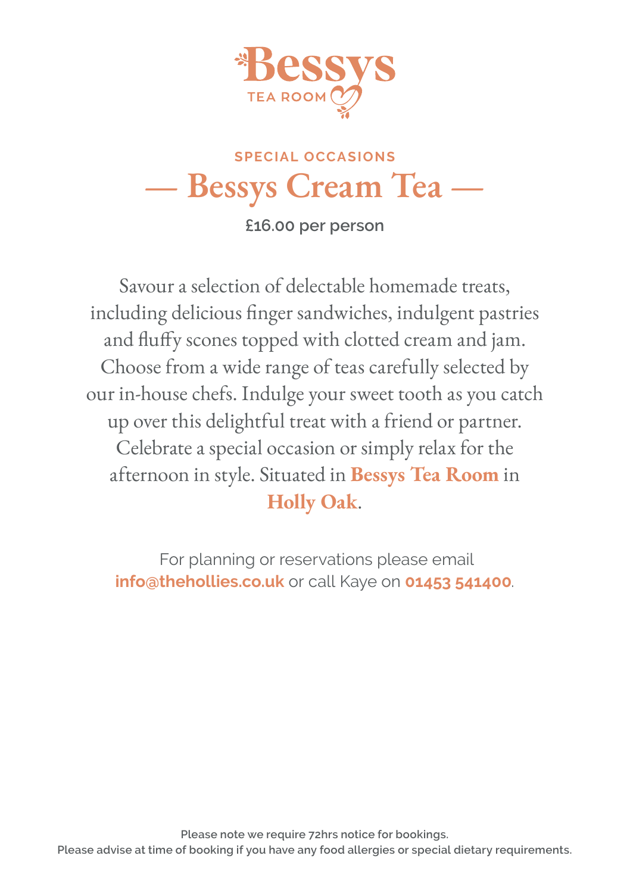# Bessys

TEA ROOM

SPECIAL OCCASIONS

## — Bessys Cream Tea —

**£16.00 per person**

Savour a selection of delectable homemade treats, including delicious finger sandwiches, indulgent pastries and fluffy scones topped with clotted cream and jam. Choose from a wide range of teas carefully selected by our in-house chefs. Indulge your sweet tooth as you catch up over this delightful treat with a friend or partner. Celebrate a special occasion or simply relax for the afternoon in style. Situated in **Bessys Tea Room** in **Holly Oak**.

For planning or reservations please email **info@thehollies.co.uk** or call Kaye on **01453 541400**.

**Please note we require 72hrs notice for bookings.**
**Please advise at time of booking if you have any food allergies or special dietary requirements.**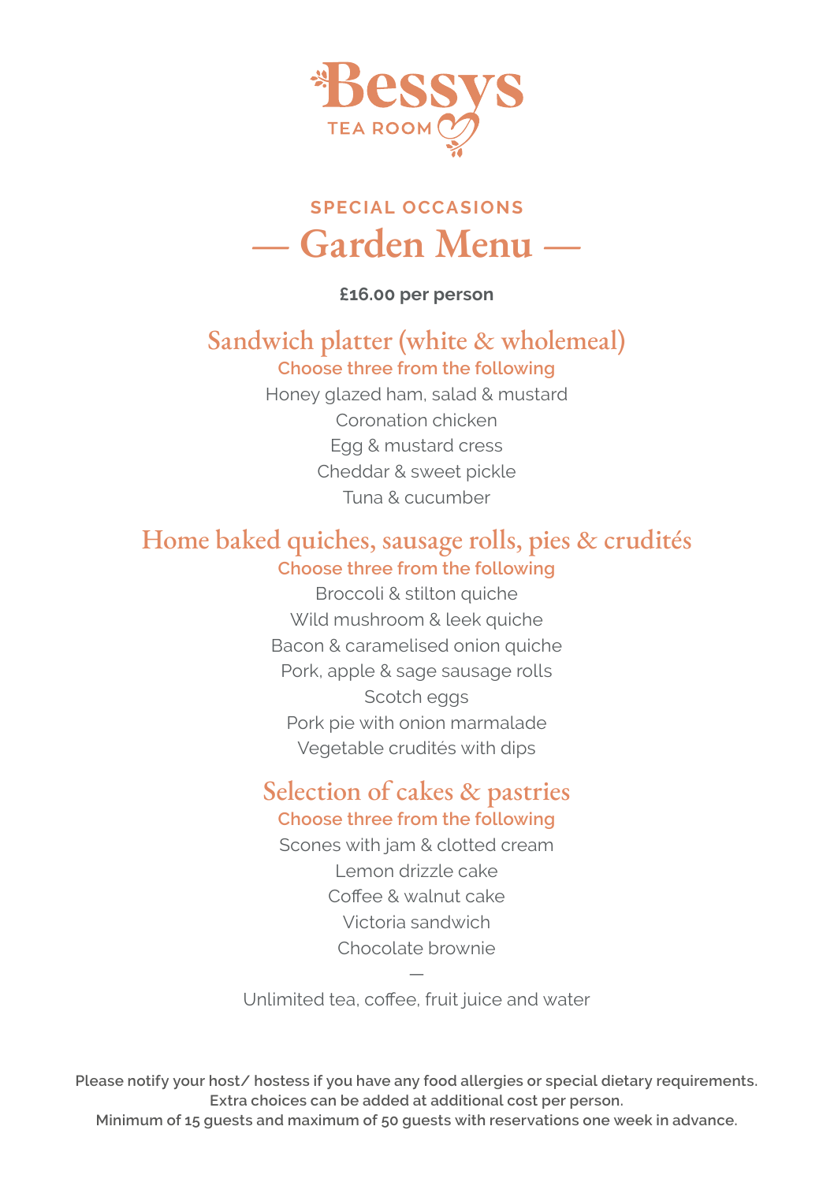# Bessys

TEA ROOM

SPECIAL OCCASIONS

## — Garden Menu —

**£16.00 per person**

### Sandwich platter (white & wholemeal)

Choose three from the following

Honey glazed ham, salad & mustard
Coronation chicken
Egg & mustard cress
Cheddar & sweet pickle
Tuna & cucumber

### Home baked quiches, sausage rolls, pies & crudités

Choose three from the following

Broccoli & stilton quiche
Wild mushroom & leek quiche
Bacon & caramelised onion quiche
Pork, apple & sage sausage rolls
Scotch eggs
Pork pie with onion marmalade
Vegetable crudités with dips

### Selection of cakes & pastries

Choose three from the following

Scones with jam & clotted cream
Lemon drizzle cake
Coffee & walnut cake
Victoria sandwich
Chocolate brownie

—

Unlimited tea, coffee, fruit juice and water

**Please notify your host/ hostess if you have any food allergies or special dietary requirements.**
**Extra choices can be added at additional cost per person.**
**Minimum of 15 guests and maximum of 50 guests with reservations one week in advance.**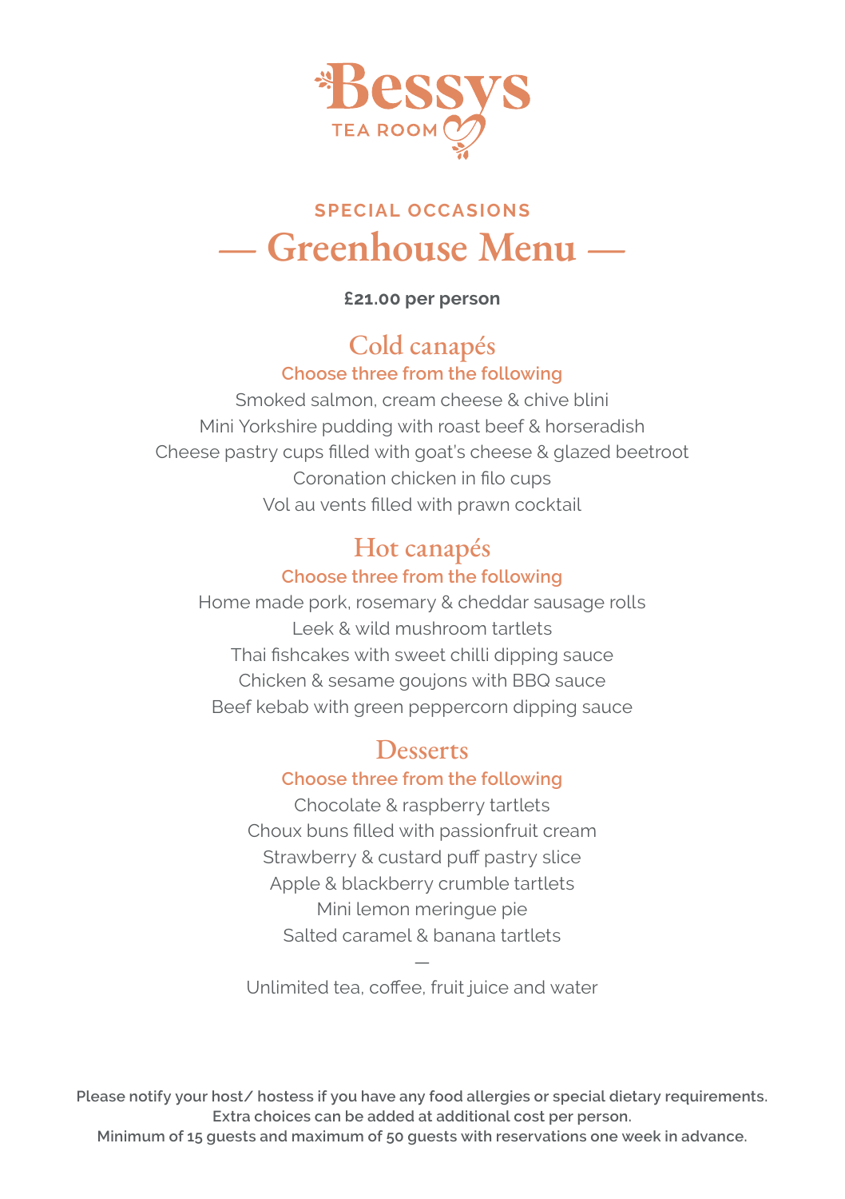# Bessys
TEA ROOM

SPECIAL OCCASIONS

## — Greenhouse Menu —

**£21.00 per person**

### Cold canapés

**Choose three from the following**

Smoked salmon, cream cheese & chive blini
Mini Yorkshire pudding with roast beef & horseradish
Cheese pastry cups filled with goat's cheese & glazed beetroot
Coronation chicken in filo cups
Vol au vents filled with prawn cocktail

### Hot canapés

**Choose three from the following**

Home made pork, rosemary & cheddar sausage rolls
Leek & wild mushroom tartlets
Thai fishcakes with sweet chilli dipping sauce
Chicken & sesame goujons with BBQ sauce
Beef kebab with green peppercorn dipping sauce

### Desserts

**Choose three from the following**

Chocolate & raspberry tartlets
Choux buns filled with passionfruit cream
Strawberry & custard puff pastry slice
Apple & blackberry crumble tartlets
Mini lemon meringue pie
Salted caramel & banana tartlets

—

Unlimited tea, coffee, fruit juice and water

**Please notify your host/ hostess if you have any food allergies or special dietary requirements.**
**Extra choices can be added at additional cost per person.**
**Minimum of 15 guests and maximum of 50 guests with reservations one week in advance.**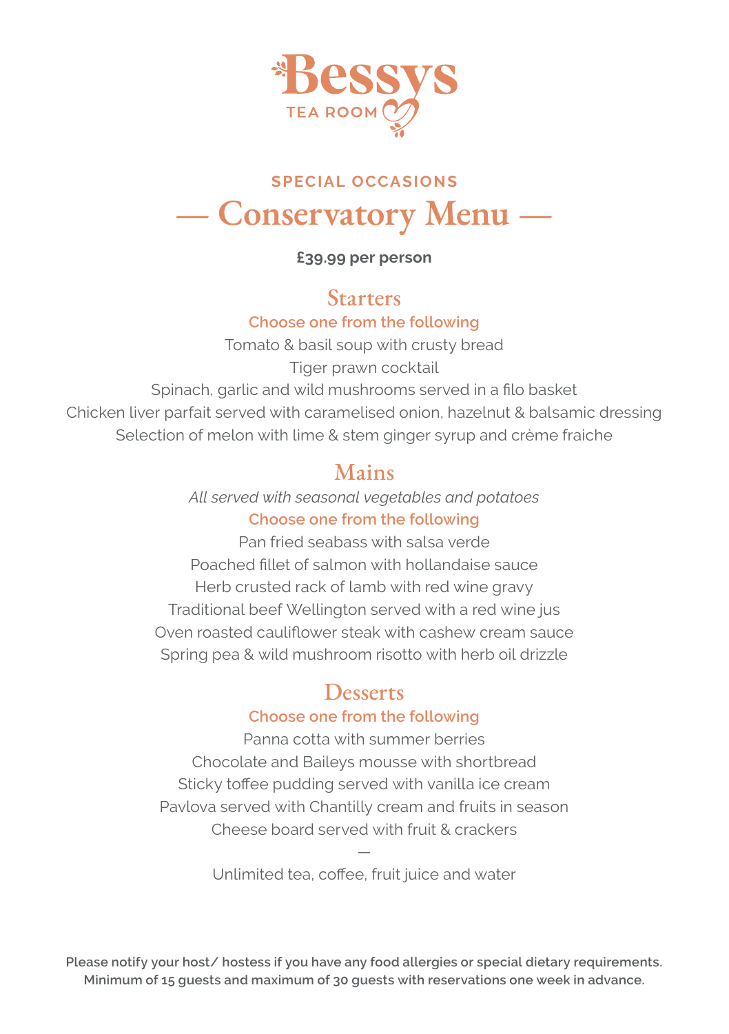# Bessys

TEA ROOM

SPECIAL OCCASIONS

## — Conservatory Menu —

**£39.99 per person**

### Starters

Choose one from the following

Tomato & basil soup with crusty bread

Tiger prawn cocktail

Spinach, garlic and wild mushrooms served in a filo basket

Chicken liver parfait served with caramelised onion, hazelnut & balsamic dressing

Selection of melon with lime & stem ginger syrup and crème fraiche

### Mains

*All served with seasonal vegetables and potatoes*

Choose one from the following

Pan fried seabass with salsa verde

Poached fillet of salmon with hollandaise sauce

Herb crusted rack of lamb with red wine gravy

Traditional beef Wellington served with a red wine jus

Oven roasted cauliflower steak with cashew cream sauce

Spring pea & wild mushroom risotto with herb oil drizzle

### Desserts

Choose one from the following

Panna cotta with summer berries

Chocolate and Baileys mousse with shortbread

Sticky toffee pudding served with vanilla ice cream

Pavlova served with Chantilly cream and fruits in season

Cheese board served with fruit & crackers

—

Unlimited tea, coffee, fruit juice and water

**Please notify your host/ hostess if you have any food allergies or special dietary requirements.**
**Minimum of 15 guests and maximum of 30 guests with reservations one week in advance.**